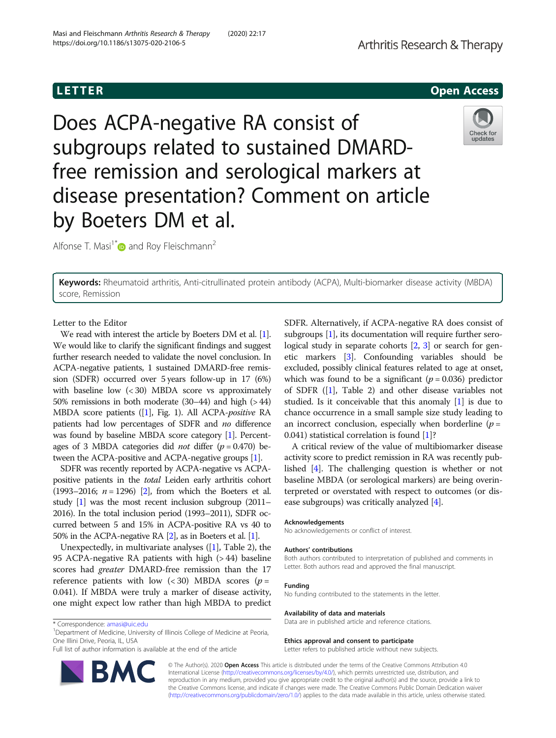LETTER Open Access

# Does ACPA-negative RA consist of subgroups related to sustained DMARD-free remission and serological markers at disease presentation? Comment on article by Boeters DM et al.

Alfonse T. Masi[1*] and Roy Fleischmann[2]

**Keywords:** Rheumatoid arthritis, Anti-citrullinated protein antibody (ACPA), Multi-biomarker disease activity (MBDA) score, Remission

Letter to the Editor

We read with interest the article by Boeters DM et al. [1]. We would like to clarify the significant findings and suggest further research needed to validate the novel conclusion. In ACPA-negative patients, 1 sustained DMARD-free remission (SDFR) occurred over 5 years follow-up in 17 (6%) with baseline low (< 30) MBDA score vs approximately 50% remissions in both moderate (30–44) and high (> 44) MBDA score patients ([1], Fig. 1). All ACPA-*positive* RA patients had low percentages of SDFR and *no* difference was found by baseline MBDA score category [1]. Percentages of 3 MBDA categories did *not* differ ($p = 0.470$) between the ACPA-positive and ACPA-negative groups [1].

SDFR was recently reported by ACPA-negative vs ACPA-positive patients in the *total* Leiden early arthritis cohort (1993–2016; $n = 1296$) [2], from which the Boeters et al. study [1] was the most recent inclusion subgroup (2011–2016). In the total inclusion period (1993–2011), SDFR occurred between 5 and 15% in ACPA-positive RA vs 40 to 50% in the ACPA-negative RA [2], as in Boeters et al. [1].

Unexpectedly, in multivariate analyses ([1], Table 2), the 95 ACPA-negative RA patients with high (> 44) baseline scores had *greater* DMARD-free remission than the 17 reference patients with low (< 30) MBDA scores ($p = 0.041$). If MBDA were truly a marker of disease activity, one might expect low rather than high MBDA to predict SDFR. Alternatively, if ACPA-negative RA does consist of subgroups [1], its documentation will require further serological study in separate cohorts [2, 3] or search for genetic markers [3]. Confounding variables should be excluded, possibly clinical features related to age at onset, which was found to be a significant ($p = 0.036$) predictor of SDFR ([1], Table 2) and other disease variables not studied. Is it conceivable that this anomaly [1] is due to chance occurrence in a small sample size study leading to an incorrect conclusion, especially when borderline ($p = 0.041$) statistical correlation is found [1]?

A critical review of the value of multibiomarker disease activity score to predict remission in RA was recently published [4]. The challenging question is whether or not baseline MBDA (or serological markers) are being overinterpreted or overstated with respect to outcomes (or disease subgroups) was critically analyzed [4].

## Acknowledgements

No acknowledgements or conflict of interest.

## Authors' contributions

Both authors contributed to interpretation of published and comments in Letter. Both authors read and approved the final manuscript.

## Funding

No funding contributed to the statements in the letter.

## Availability of data and materials

Data are in published article and reference citations.

## Ethics approval and consent to participate

Letter refers to published article without new subjects.

\* Correspondence: amasi@uic.edu
[1]Department of Medicine, University of Illinois College of Medicine at Peoria, One Illini Drive, Peoria, IL, USA
Full list of author information is available at the end of the article

© The Author(s). 2020 **Open Access** This article is distributed under the terms of the Creative Commons Attribution 4.0 International License (http://creativecommons.org/licenses/by/4.0/), which permits unrestricted use, distribution, and reproduction in any medium, provided you give appropriate credit to the original author(s) and the source, provide a link to the Creative Commons license, and indicate if changes were made. The Creative Commons Public Domain Dedication waiver (http://creativecommons.org/publicdomain/zero/1.0/) applies to the data made available in this article, unless otherwise stated.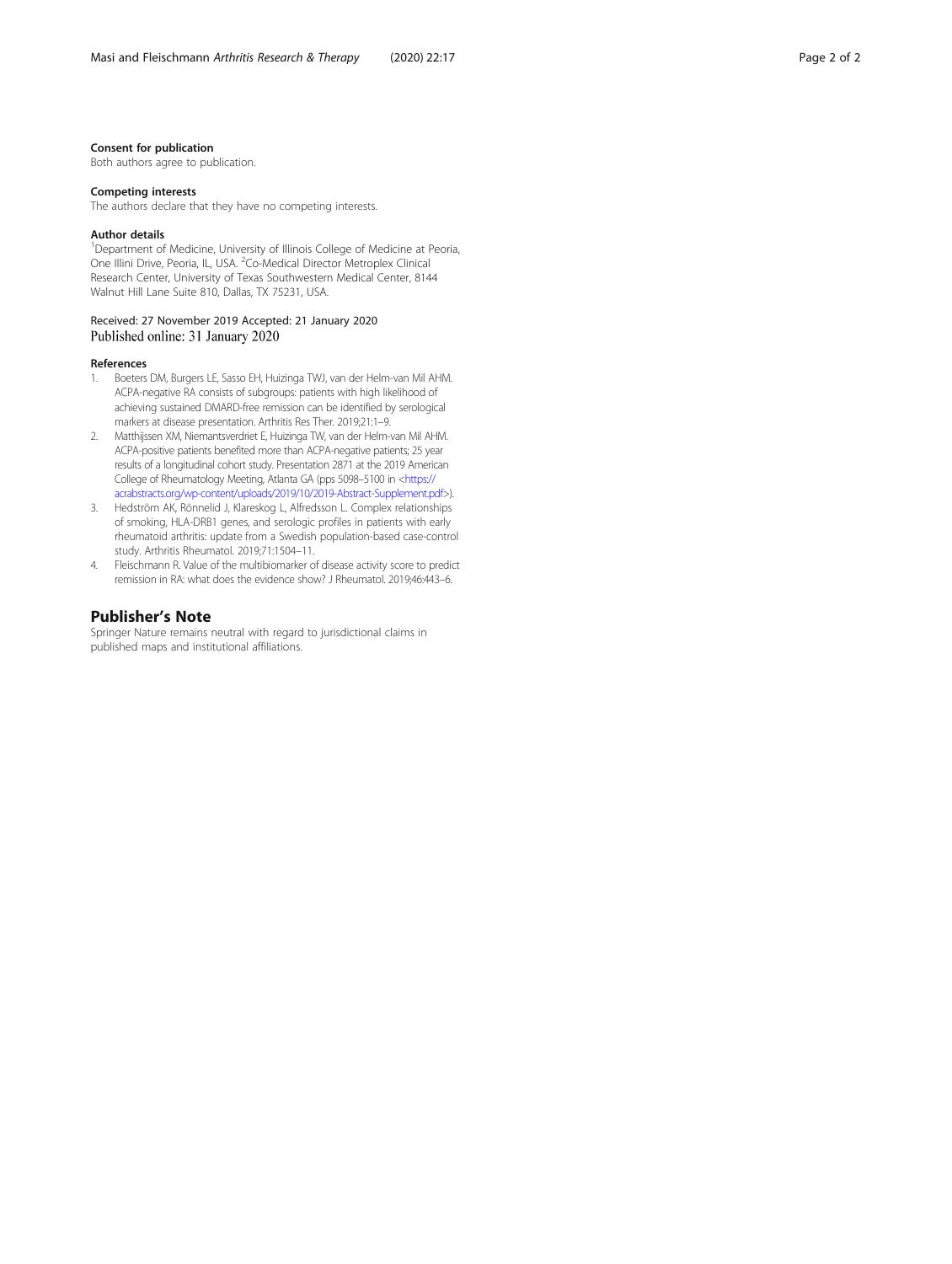#### Consent for publication
Both authors agree to publication.

#### Competing interests
The authors declare that they have no competing interests.

#### Author details
[1]Department of Medicine, University of Illinois College of Medicine at Peoria, One Illini Drive, Peoria, IL, USA. [2]Co-Medical Director Metroplex Clinical Research Center, University of Texas Southwestern Medical Center, 8144 Walnut Hill Lane Suite 810, Dallas, TX 75231, USA.

Received: 27 November 2019 Accepted: 21 January 2020
Published online: 31 January 2020

#### References
1. Boeters DM, Burgers LE, Sasso EH, Huizinga TWJ, van der Helm-van Mil AHM. ACPA-negative RA consists of subgroups: patients with high likelihood of achieving sustained DMARD-free remission can be identified by serological markers at disease presentation. Arthritis Res Ther. 2019;21:1–9.
2. Matthijssen XM, Niemantsverdriet E, Huizinga TW, van der Helm-van Mil AHM. ACPA-positive patients benefited more than ACPA-negative patients; 25 year results of a longitudinal cohort study. Presentation 2871 at the 2019 American College of Rheumatology Meeting, Atlanta GA (pps 5098–5100 in <https://acrabstracts.org/wp-content/uploads/2019/10/2019-Abstract-Supplement.pdf>).
3. Hedström AK, Rönnelid J, Klareskog L, Alfredsson L. Complex relationships of smoking, HLA-DRB1 genes, and serologic profiles in patients with early rheumatoid arthritis: update from a Swedish population-based case-control study. Arthritis Rheumatol. 2019;71:1504–11.
4. Fleischmann R. Value of the multibiomarker of disease activity score to predict remission in RA: what does the evidence show? J Rheumatol. 2019;46:443–6.

## Publisher's Note
Springer Nature remains neutral with regard to jurisdictional claims in published maps and institutional affiliations.